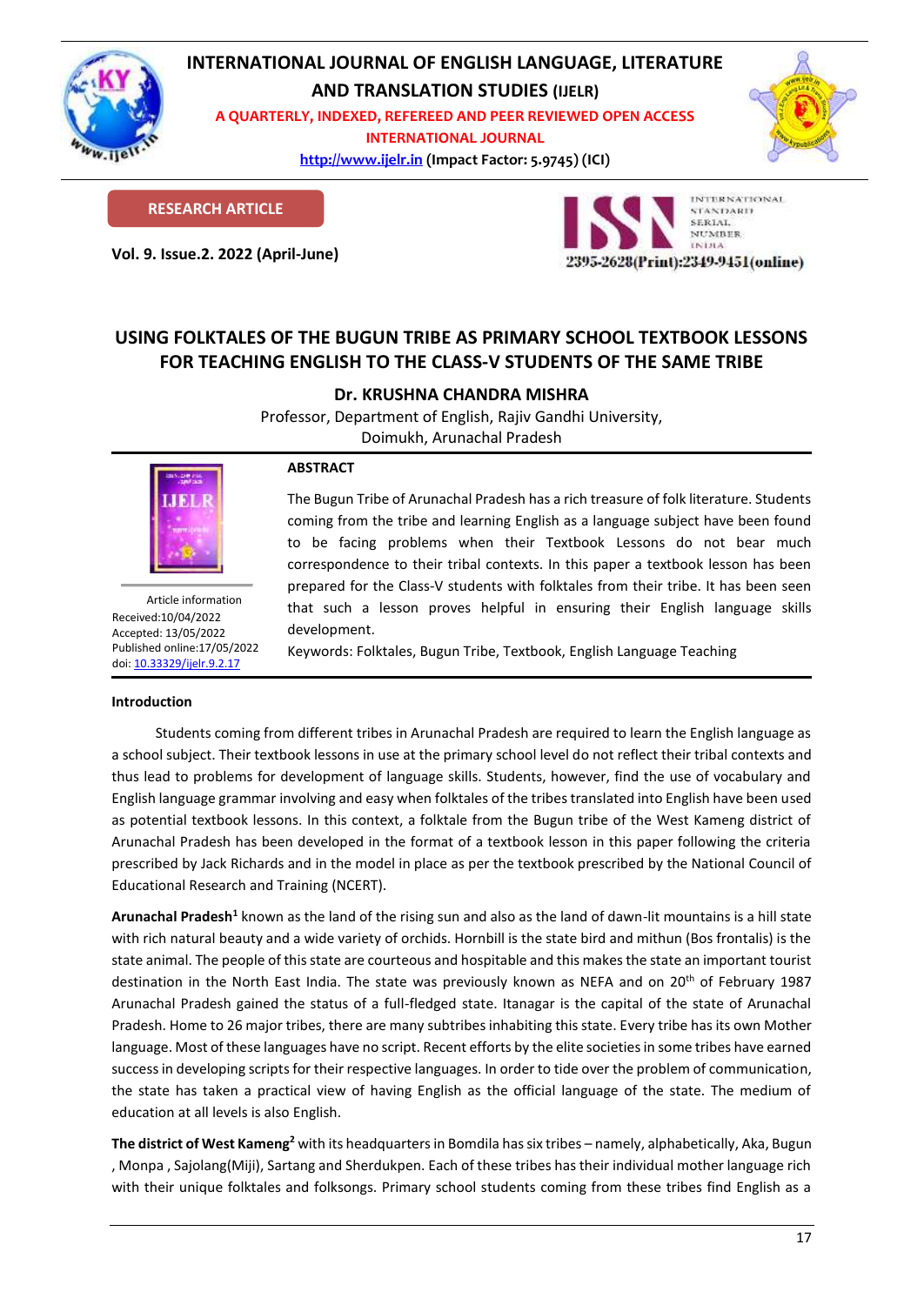# INTERNATIONAL JOURNAL OF ENGLISH LANGUAGE, LITERATURE AND TRANSLATION STUDIES (IJELR)

A QUARTERLY, INDEXED, REFEREED AND PEER REVIEWED OPEN ACCESS INTERNATIONAL JOURNAL

http://www.ijelr.in (Impact Factor: 5.9745) (ICI)

**RESEARCH ARTICLE**

**Vol. 9. Issue.2. 2022 (April-June)**

2395-2628(Print):2349-9451(online)

## USING FOLKTALES OF THE BUGUN TRIBE AS PRIMARY SCHOOL TEXTBOOK LESSONS FOR TEACHING ENGLISH TO THE CLASS-V STUDENTS OF THE SAME TRIBE

**Dr. KRUSHNA CHANDRA MISHRA**

Professor, Department of English, Rajiv Gandhi University, Doimukh, Arunachal Pradesh

Article information
Received:10/04/2022
Accepted: 13/05/2022
Published online:17/05/2022
doi: 10.33329/ijelr.9.2.17

### ABSTRACT

The Bugun Tribe of Arunachal Pradesh has a rich treasure of folk literature. Students coming from the tribe and learning English as a language subject have been found to be facing problems when their Textbook Lessons do not bear much correspondence to their tribal contexts. In this paper a textbook lesson has been prepared for the Class-V students with folktales from their tribe. It has been seen that such a lesson proves helpful in ensuring their English language skills development.

Keywords: Folktales, Bugun Tribe, Textbook, English Language Teaching

### Introduction

Students coming from different tribes in Arunachal Pradesh are required to learn the English language as a school subject. Their textbook lessons in use at the primary school level do not reflect their tribal contexts and thus lead to problems for development of language skills. Students, however, find the use of vocabulary and English language grammar involving and easy when folktales of the tribes translated into English have been used as potential textbook lessons. In this context, a folktale from the Bugun tribe of the West Kameng district of Arunachal Pradesh has been developed in the format of a textbook lesson in this paper following the criteria prescribed by Jack Richards and in the model in place as per the textbook prescribed by the National Council of Educational Research and Training (NCERT).

**Arunachal Pradesh**[1] known as the land of the rising sun and also as the land of dawn-lit mountains is a hill state with rich natural beauty and a wide variety of orchids. Hornbill is the state bird and mithun (Bos frontalis) is the state animal. The people of this state are courteous and hospitable and this makes the state an important tourist destination in the North East India. The state was previously known as NEFA and on 20th of February 1987 Arunachal Pradesh gained the status of a full-fledged state. Itanagar is the capital of the state of Arunachal Pradesh. Home to 26 major tribes, there are many subtribes inhabiting this state. Every tribe has its own Mother language. Most of these languages have no script. Recent efforts by the elite societies in some tribes have earned success in developing scripts for their respective languages. In order to tide over the problem of communication, the state has taken a practical view of having English as the official language of the state. The medium of education at all levels is also English.

**The district of West Kameng**[2] with its headquarters in Bomdila has six tribes – namely, alphabetically, Aka, Bugun , Monpa , Sajolang(Miji), Sartang and Sherdukpen. Each of these tribes has their individual mother language rich with their unique folktales and folksongs. Primary school students coming from these tribes find English as a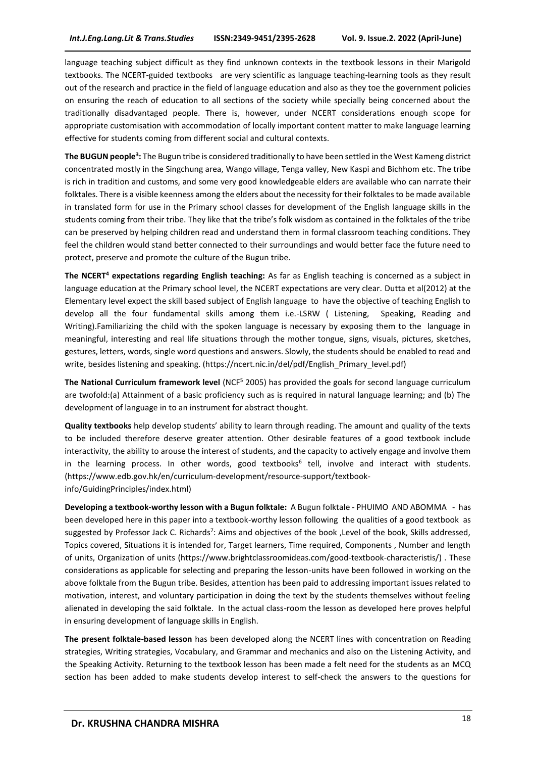language teaching subject difficult as they find unknown contexts in the textbook lessons in their Marigold textbooks. The NCERT-guided textbooks are very scientific as language teaching-learning tools as they result out of the research and practice in the field of language education and also as they toe the government policies on ensuring the reach of education to all sections of the society while specially being concerned about the traditionally disadvantaged people. There is, however, under NCERT considerations enough scope for appropriate customisation with accommodation of locally important content matter to make language learning effective for students coming from different social and cultural contexts.

**The BUGUN people[3]:** The Bugun tribe is considered traditionally to have been settled in the West Kameng district concentrated mostly in the Singchung area, Wango village, Tenga valley, New Kaspi and Bichhom etc. The tribe is rich in tradition and customs, and some very good knowledgeable elders are available who can narrate their folktales. There is a visible keenness among the elders about the necessity for their folktales to be made available in translated form for use in the Primary school classes for development of the English language skills in the students coming from their tribe. They like that the tribe's folk wisdom as contained in the folktales of the tribe can be preserved by helping children read and understand them in formal classroom teaching conditions. They feel the children would stand better connected to their surroundings and would better face the future need to protect, preserve and promote the culture of the Bugun tribe.

**The NCERT[4] expectations regarding English teaching:** As far as English teaching is concerned as a subject in language education at the Primary school level, the NCERT expectations are very clear. Dutta et al(2012) at the Elementary level expect the skill based subject of English language to have the objective of teaching English to develop all the four fundamental skills among them i.e.-LSRW ( Listening, Speaking, Reading and Writing).Familiarizing the child with the spoken language is necessary by exposing them to the language in meaningful, interesting and real life situations through the mother tongue, signs, visuals, pictures, sketches, gestures, letters, words, single word questions and answers. Slowly, the students should be enabled to read and write, besides listening and speaking. (https://ncert.nic.in/del/pdf/English_Primary_level.pdf)

**The National Curriculum framework level** (NCF[5] 2005) has provided the goals for second language curriculum are twofold:(a) Attainment of a basic proficiency such as is required in natural language learning; and (b) The development of language in to an instrument for abstract thought.

**Quality textbooks** help develop students' ability to learn through reading. The amount and quality of the texts to be included therefore deserve greater attention. Other desirable features of a good textbook include interactivity, the ability to arouse the interest of students, and the capacity to actively engage and involve them in the learning process. In other words, good textbooks[6] tell, involve and interact with students. (https://www.edb.gov.hk/en/curriculum-development/resource-support/textbook-info/GuidingPrinciples/index.html)

**Developing a textbook-worthy lesson with a Bugun folktale:** A Bugun folktale - PHUIMO AND ABOMMA - has been developed here in this paper into a textbook-worthy lesson following the qualities of a good textbook as suggested by Professor Jack C. Richards[7]: Aims and objectives of the book ,Level of the book, Skills addressed, Topics covered, Situations it is intended for, Target learners, Time required, Components , Number and length of units, Organization of units (https://www.brightclassroomideas.com/good-textbook-characteristis/) . These considerations as applicable for selecting and preparing the lesson-units have been followed in working on the above folktale from the Bugun tribe. Besides, attention has been paid to addressing important issues related to motivation, interest, and voluntary participation in doing the text by the students themselves without feeling alienated in developing the said folktale. In the actual class-room the lesson as developed here proves helpful in ensuring development of language skills in English.

**The present folktale-based lesson** has been developed along the NCERT lines with concentration on Reading strategies, Writing strategies, Vocabulary, and Grammar and mechanics and also on the Listening Activity, and the Speaking Activity. Returning to the textbook lesson has been made a felt need for the students as an MCQ section has been added to make students develop interest to self-check the answers to the questions for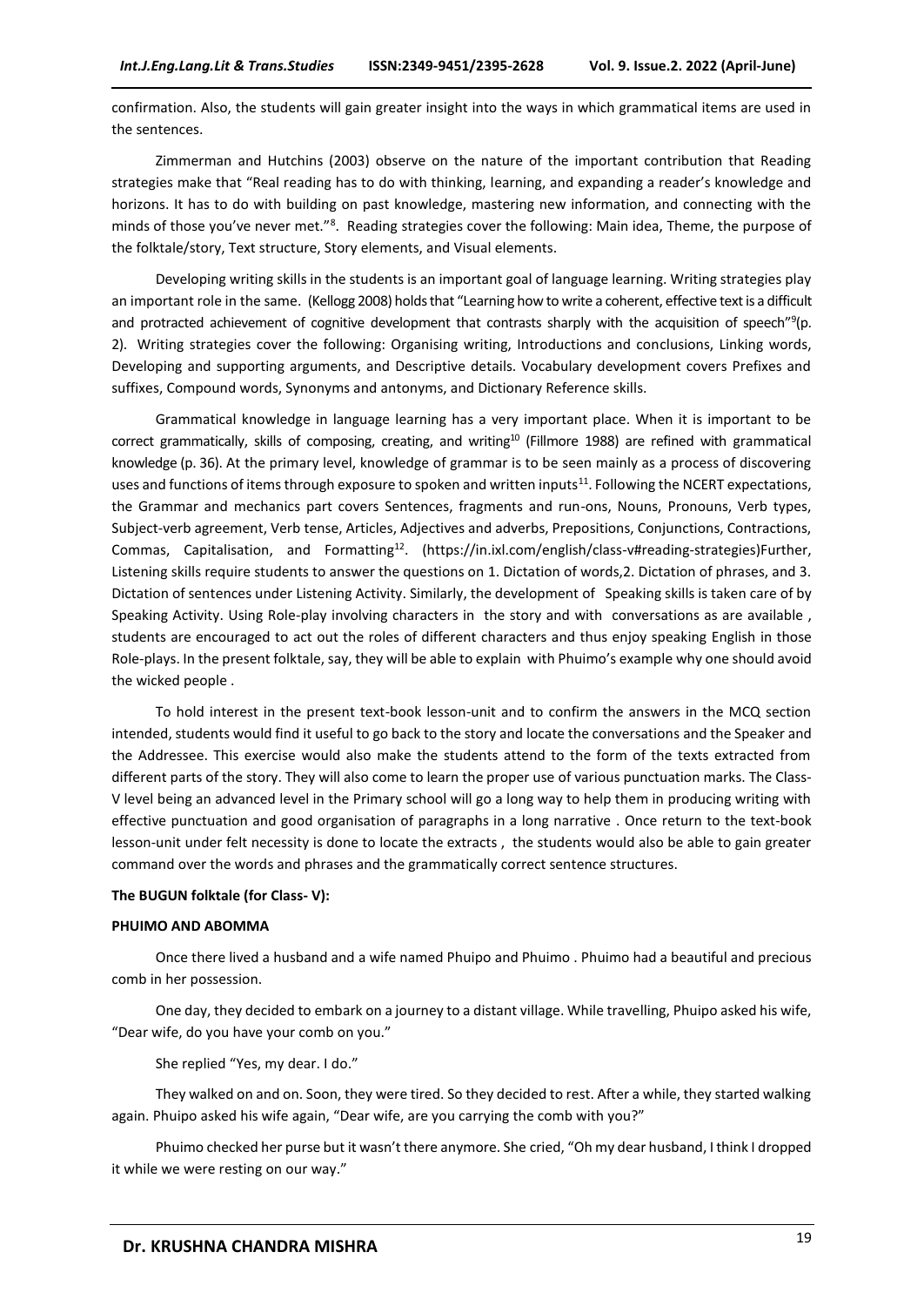confirmation. Also, the students will gain greater insight into the ways in which grammatical items are used in the sentences.

Zimmerman and Hutchins (2003) observe on the nature of the important contribution that Reading strategies make that "Real reading has to do with thinking, learning, and expanding a reader's knowledge and horizons. It has to do with building on past knowledge, mastering new information, and connecting with the minds of those you've never met."[8]. Reading strategies cover the following: Main idea, Theme, the purpose of the folktale/story, Text structure, Story elements, and Visual elements.

Developing writing skills in the students is an important goal of language learning. Writing strategies play an important role in the same. (Kellogg 2008) holds that "Learning how to write a coherent, effective text is a difficult and protracted achievement of cognitive development that contrasts sharply with the acquisition of speech"[9](p. 2). Writing strategies cover the following: Organising writing, Introductions and conclusions, Linking words, Developing and supporting arguments, and Descriptive details. Vocabulary development covers Prefixes and suffixes, Compound words, Synonyms and antonyms, and Dictionary Reference skills.

Grammatical knowledge in language learning has a very important place. When it is important to be correct grammatically, skills of composing, creating, and writing[10] (Fillmore 1988) are refined with grammatical knowledge (p. 36). At the primary level, knowledge of grammar is to be seen mainly as a process of discovering uses and functions of items through exposure to spoken and written inputs[11]. Following the NCERT expectations, the Grammar and mechanics part covers Sentences, fragments and run-ons, Nouns, Pronouns, Verb types, Subject-verb agreement, Verb tense, Articles, Adjectives and adverbs, Prepositions, Conjunctions, Contractions, Commas, Capitalisation, and Formatting[12]. (https://in.ixl.com/english/class-v#reading-strategies)Further, Listening skills require students to answer the questions on 1. Dictation of words,2. Dictation of phrases, and 3. Dictation of sentences under Listening Activity. Similarly, the development of Speaking skills is taken care of by Speaking Activity. Using Role-play involving characters in the story and with conversations as are available , students are encouraged to act out the roles of different characters and thus enjoy speaking English in those Role-plays. In the present folktale, say, they will be able to explain with Phuimo's example why one should avoid the wicked people .

To hold interest in the present text-book lesson-unit and to confirm the answers in the MCQ section intended, students would find it useful to go back to the story and locate the conversations and the Speaker and the Addressee. This exercise would also make the students attend to the form of the texts extracted from different parts of the story. They will also come to learn the proper use of various punctuation marks. The Class-V level being an advanced level in the Primary school will go a long way to help them in producing writing with effective punctuation and good organisation of paragraphs in a long narrative . Once return to the text-book lesson-unit under felt necessity is done to locate the extracts , the students would also be able to gain greater command over the words and phrases and the grammatically correct sentence structures.

**The BUGUN folktale (for Class- V):**

**PHUIMO AND ABOMMA**

Once there lived a husband and a wife named Phuipo and Phuimo . Phuimo had a beautiful and precious comb in her possession.

One day, they decided to embark on a journey to a distant village. While travelling, Phuipo asked his wife, "Dear wife, do you have your comb on you."

She replied "Yes, my dear. I do."

They walked on and on. Soon, they were tired. So they decided to rest. After a while, they started walking again. Phuipo asked his wife again, "Dear wife, are you carrying the comb with you?"

Phuimo checked her purse but it wasn't there anymore. She cried, "Oh my dear husband, I think I dropped it while we were resting on our way."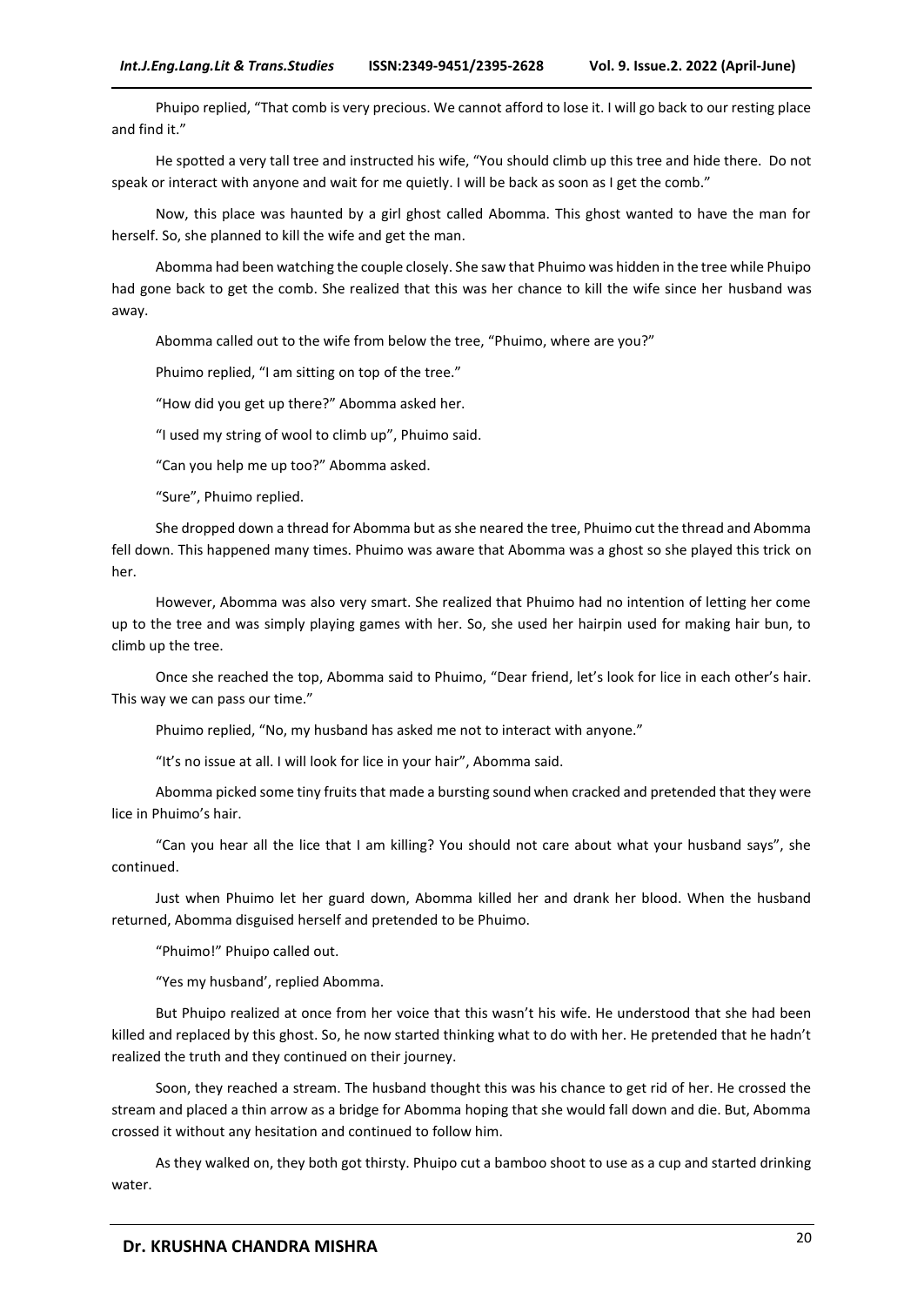Phuipo replied, "That comb is very precious. We cannot afford to lose it. I will go back to our resting place and find it."

He spotted a very tall tree and instructed his wife, "You should climb up this tree and hide there. Do not speak or interact with anyone and wait for me quietly. I will be back as soon as I get the comb."

Now, this place was haunted by a girl ghost called Abomma. This ghost wanted to have the man for herself. So, she planned to kill the wife and get the man.

Abomma had been watching the couple closely. She saw that Phuimo was hidden in the tree while Phuipo had gone back to get the comb. She realized that this was her chance to kill the wife since her husband was away.

Abomma called out to the wife from below the tree, "Phuimo, where are you?"

Phuimo replied, "I am sitting on top of the tree."

"How did you get up there?" Abomma asked her.

"I used my string of wool to climb up", Phuimo said.

"Can you help me up too?" Abomma asked.

"Sure", Phuimo replied.

She dropped down a thread for Abomma but as she neared the tree, Phuimo cut the thread and Abomma fell down. This happened many times. Phuimo was aware that Abomma was a ghost so she played this trick on her.

However, Abomma was also very smart. She realized that Phuimo had no intention of letting her come up to the tree and was simply playing games with her. So, she used her hairpin used for making hair bun, to climb up the tree.

Once she reached the top, Abomma said to Phuimo, "Dear friend, let's look for lice in each other's hair. This way we can pass our time."

Phuimo replied, "No, my husband has asked me not to interact with anyone."

"It's no issue at all. I will look for lice in your hair", Abomma said.

Abomma picked some tiny fruits that made a bursting sound when cracked and pretended that they were lice in Phuimo's hair.

"Can you hear all the lice that I am killing? You should not care about what your husband says", she continued.

Just when Phuimo let her guard down, Abomma killed her and drank her blood. When the husband returned, Abomma disguised herself and pretended to be Phuimo.

"Phuimo!" Phuipo called out.

"Yes my husband', replied Abomma.

But Phuipo realized at once from her voice that this wasn't his wife. He understood that she had been killed and replaced by this ghost. So, he now started thinking what to do with her. He pretended that he hadn't realized the truth and they continued on their journey.

Soon, they reached a stream. The husband thought this was his chance to get rid of her. He crossed the stream and placed a thin arrow as a bridge for Abomma hoping that she would fall down and die. But, Abomma crossed it without any hesitation and continued to follow him.

As they walked on, they both got thirsty. Phuipo cut a bamboo shoot to use as a cup and started drinking water.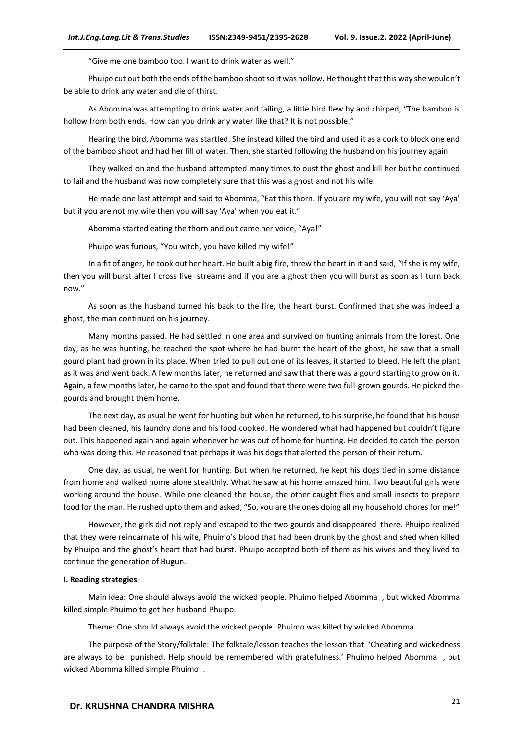"Give me one bamboo too. I want to drink water as well."

Phuipo cut out both the ends of the bamboo shoot so it was hollow. He thought that this way she wouldn't be able to drink any water and die of thirst.

As Abomma was attempting to drink water and failing, a little bird flew by and chirped, "The bamboo is hollow from both ends. How can you drink any water like that? It is not possible."

Hearing the bird, Abomma was startled. She instead killed the bird and used it as a cork to block one end of the bamboo shoot and had her fill of water. Then, she started following the husband on his journey again.

They walked on and the husband attempted many times to oust the ghost and kill her but he continued to fail and the husband was now completely sure that this was a ghost and not his wife.

He made one last attempt and said to Abomma, "Eat this thorn. If you are my wife, you will not say 'Aya' but if you are not my wife then you will say 'Aya' when you eat it."

Abomma started eating the thorn and out came her voice, "Aya!"

Phuipo was furious, "You witch, you have killed my wife!"

In a fit of anger, he took out her heart. He built a big fire, threw the heart in it and said, "If she is my wife, then you will burst after I cross five streams and if you are a ghost then you will burst as soon as I turn back now."

As soon as the husband turned his back to the fire, the heart burst. Confirmed that she was indeed a ghost, the man continued on his journey.

Many months passed. He had settled in one area and survived on hunting animals from the forest. One day, as he was hunting, he reached the spot where he had burnt the heart of the ghost, he saw that a small gourd plant had grown in its place. When tried to pull out one of its leaves, it started to bleed. He left the plant as it was and went back. A few months later, he returned and saw that there was a gourd starting to grow on it. Again, a few months later, he came to the spot and found that there were two full-grown gourds. He picked the gourds and brought them home.

The next day, as usual he went for hunting but when he returned, to his surprise, he found that his house had been cleaned, his laundry done and his food cooked. He wondered what had happened but couldn't figure out. This happened again and again whenever he was out of home for hunting. He decided to catch the person who was doing this. He reasoned that perhaps it was his dogs that alerted the person of their return.

One day, as usual, he went for hunting. But when he returned, he kept his dogs tied in some distance from home and walked home alone stealthily. What he saw at his home amazed him. Two beautiful girls were working around the house. While one cleaned the house, the other caught flies and small insects to prepare food for the man. He rushed upto them and asked, "So, you are the ones doing all my household chores for me!"

However, the girls did not reply and escaped to the two gourds and disappeared there. Phuipo realized that they were reincarnate of his wife, Phuimo's blood that had been drunk by the ghost and shed when killed by Phuipo and the ghost's heart that had burst. Phuipo accepted both of them as his wives and they lived to continue the generation of Bugun.

**I. Reading strategies**

Main idea: One should always avoid the wicked people. Phuimo helped Abomma , but wicked Abomma killed simple Phuimo to get her husband Phuipo.

Theme: One should always avoid the wicked people. Phuimo was killed by wicked Abomma.

The purpose of the Story/folktale: The folktale/lesson teaches the lesson that 'Cheating and wickedness are always to be punished. Help should be remembered with gratefulness.' Phuimo helped Abomma , but wicked Abomma killed simple Phuimo .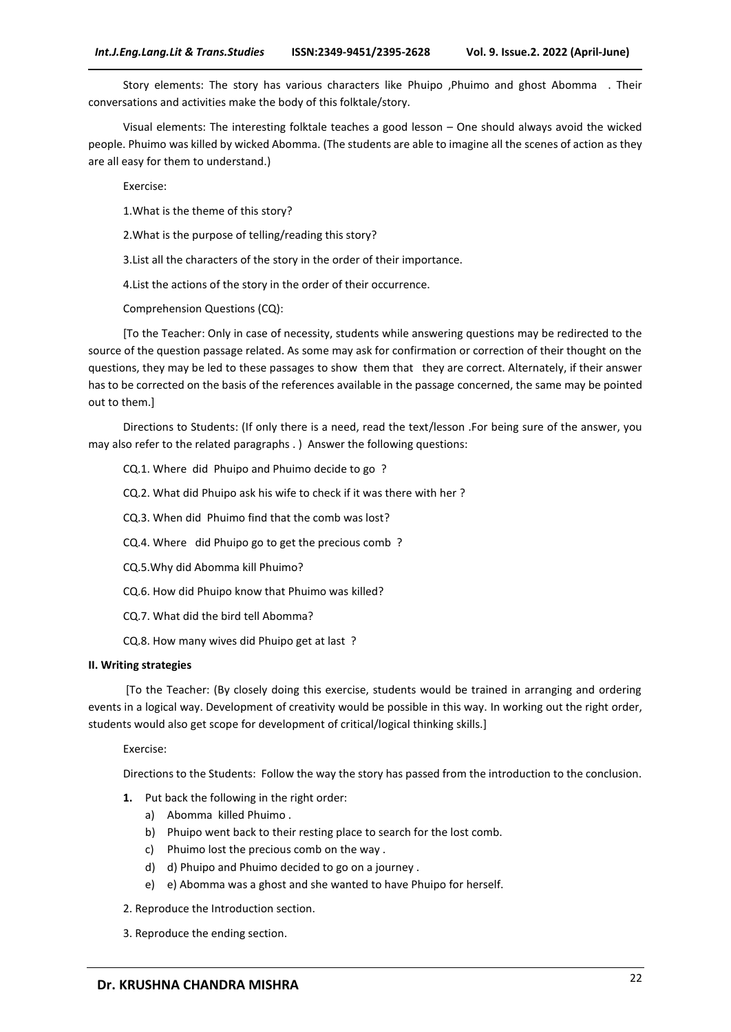Story elements: The story has various characters like Phuipo ,Phuimo and ghost Abomma . Their conversations and activities make the body of this folktale/story.

Visual elements: The interesting folktale teaches a good lesson – One should always avoid the wicked people. Phuimo was killed by wicked Abomma. (The students are able to imagine all the scenes of action as they are all easy for them to understand.)

Exercise:

1.What is the theme of this story?

2.What is the purpose of telling/reading this story?

3.List all the characters of the story in the order of their importance.

4.List the actions of the story in the order of their occurrence.

Comprehension Questions (CQ):

[To the Teacher: Only in case of necessity, students while answering questions may be redirected to the source of the question passage related. As some may ask for confirmation or correction of their thought on the questions, they may be led to these passages to show them that they are correct. Alternately, if their answer has to be corrected on the basis of the references available in the passage concerned, the same may be pointed out to them.]

Directions to Students: (If only there is a need, read the text/lesson .For being sure of the answer, you may also refer to the related paragraphs . ) Answer the following questions:

CQ.1. Where did Phuipo and Phuimo decide to go ?

CQ.2. What did Phuipo ask his wife to check if it was there with her ?

CQ.3. When did Phuimo find that the comb was lost?

CQ.4. Where did Phuipo go to get the precious comb ?

CQ.5.Why did Abomma kill Phuimo?

CQ.6. How did Phuipo know that Phuimo was killed?

CQ.7. What did the bird tell Abomma?

CQ.8. How many wives did Phuipo get at last ?

**II. Writing strategies**

[To the Teacher: (By closely doing this exercise, students would be trained in arranging and ordering events in a logical way. Development of creativity would be possible in this way. In working out the right order, students would also get scope for development of critical/logical thinking skills.]

Exercise:

Directions to the Students: Follow the way the story has passed from the introduction to the conclusion.

1. Put back the following in the right order:
   a) Abomma killed Phuimo .
   b) Phuipo went back to their resting place to search for the lost comb.
   c) Phuimo lost the precious comb on the way .
   d) d) Phuipo and Phuimo decided to go on a journey .
   e) e) Abomma was a ghost and she wanted to have Phuipo for herself.

2. Reproduce the Introduction section.

3. Reproduce the ending section.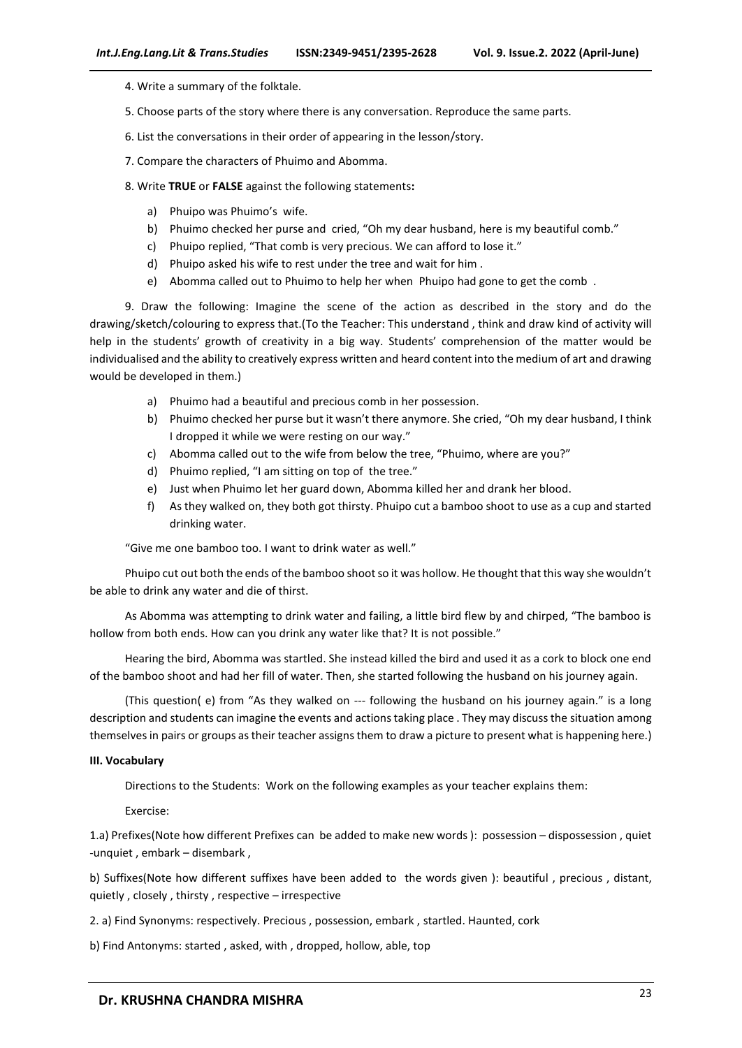4. Write a summary of the folktale.

5. Choose parts of the story where there is any conversation. Reproduce the same parts.

6. List the conversations in their order of appearing in the lesson/story.

7. Compare the characters of Phuimo and Abomma.

8. Write **TRUE** or **FALSE** against the following statements**:**

a) Phuipo was Phuimo's wife.
b) Phuimo checked her purse and cried, "Oh my dear husband, here is my beautiful comb."
c) Phuipo replied, "That comb is very precious. We can afford to lose it."
d) Phuipo asked his wife to rest under the tree and wait for him .
e) Abomma called out to Phuimo to help her when Phuipo had gone to get the comb .

9. Draw the following: Imagine the scene of the action as described in the story and do the drawing/sketch/colouring to express that.(To the Teacher: This understand , think and draw kind of activity will help in the students' growth of creativity in a big way. Students' comprehension of the matter would be individualised and the ability to creatively express written and heard content into the medium of art and drawing would be developed in them.)

a) Phuimo had a beautiful and precious comb in her possession.
b) Phuimo checked her purse but it wasn't there anymore. She cried, "Oh my dear husband, I think I dropped it while we were resting on our way."
c) Abomma called out to the wife from below the tree, "Phuimo, where are you?"
d) Phuimo replied, "I am sitting on top of the tree."
e) Just when Phuimo let her guard down, Abomma killed her and drank her blood.
f) As they walked on, they both got thirsty. Phuipo cut a bamboo shoot to use as a cup and started drinking water.

"Give me one bamboo too. I want to drink water as well."

Phuipo cut out both the ends of the bamboo shoot so it was hollow. He thought that this way she wouldn't be able to drink any water and die of thirst.

As Abomma was attempting to drink water and failing, a little bird flew by and chirped, "The bamboo is hollow from both ends. How can you drink any water like that? It is not possible."

Hearing the bird, Abomma was startled. She instead killed the bird and used it as a cork to block one end of the bamboo shoot and had her fill of water. Then, she started following the husband on his journey again.

(This question( e) from "As they walked on --- following the husband on his journey again." is a long description and students can imagine the events and actions taking place . They may discuss the situation among themselves in pairs or groups as their teacher assigns them to draw a picture to present what is happening here.)

**III. Vocabulary**

Directions to the Students: Work on the following examples as your teacher explains them:

Exercise:

1.a) Prefixes(Note how different Prefixes can be added to make new words ): possession – dispossession , quiet -unquiet , embark – disembark ,

b) Suffixes(Note how different suffixes have been added to the words given ): beautiful , precious , distant, quietly , closely , thirsty , respective – irrespective

2. a) Find Synonyms: respectively. Precious , possession, embark , startled. Haunted, cork

b) Find Antonyms: started , asked, with , dropped, hollow, able, top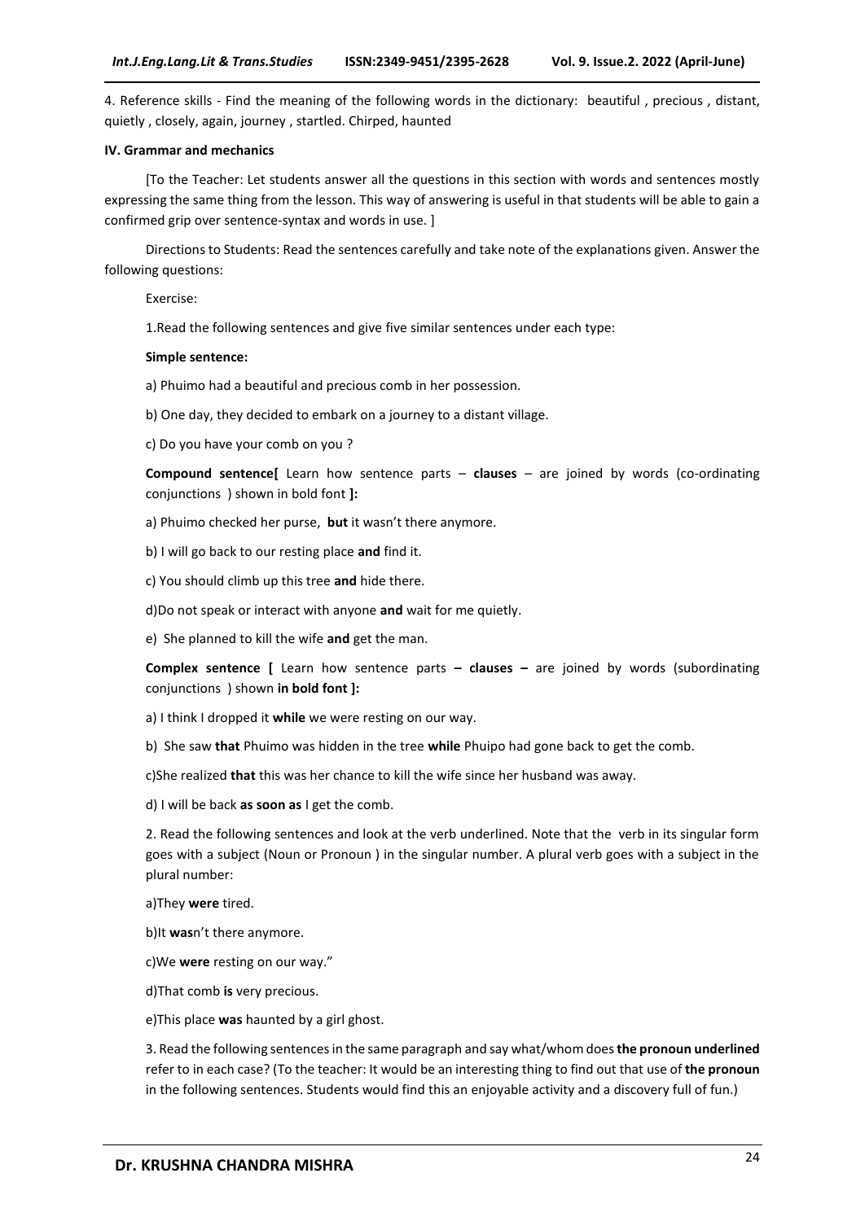4. Reference skills - Find the meaning of the following words in the dictionary: beautiful , precious , distant, quietly , closely, again, journey , startled. Chirped, haunted

**IV. Grammar and mechanics**

[To the Teacher: Let students answer all the questions in this section with words and sentences mostly expressing the same thing from the lesson. This way of answering is useful in that students will be able to gain a confirmed grip over sentence-syntax and words in use. ]

Directions to Students: Read the sentences carefully and take note of the explanations given. Answer the following questions:

Exercise:

1.Read the following sentences and give five similar sentences under each type:

**Simple sentence:**

a) Phuimo had a beautiful and precious comb in her possession.

b) One day, they decided to embark on a journey to a distant village.

c) Do you have your comb on you ?

**Compound sentence[** Learn how sentence parts – **clauses** – are joined by words (co-ordinating conjunctions ) shown in bold font **]:**

a) Phuimo checked her purse, **but** it wasn't there anymore.

b) I will go back to our resting place **and** find it.

c) You should climb up this tree **and** hide there.

d)Do not speak or interact with anyone **and** wait for me quietly.

e) She planned to kill the wife **and** get the man.

**Complex sentence [** Learn how sentence parts **– clauses –** are joined by words (subordinating conjunctions ) shown **in bold font ]:**

a) I think I dropped it **while** we were resting on our way.

b) She saw **that** Phuimo was hidden in the tree **while** Phuipo had gone back to get the comb.

c)She realized **that** this was her chance to kill the wife since her husband was away.

d) I will be back **as soon as** I get the comb.

2. Read the following sentences and look at the verb underlined. Note that the verb in its singular form goes with a subject (Noun or Pronoun ) in the singular number. A plural verb goes with a subject in the plural number:

a)They **were** tired.

b)It **was**n't there anymore.

c)We **were** resting on our way."

d)That comb **is** very precious.

e)This place **was** haunted by a girl ghost.

3. Read the following sentences in the same paragraph and say what/whom does **the pronoun underlined** refer to in each case? (To the teacher: It would be an interesting thing to find out that use of **the pronoun** in the following sentences. Students would find this an enjoyable activity and a discovery full of fun.)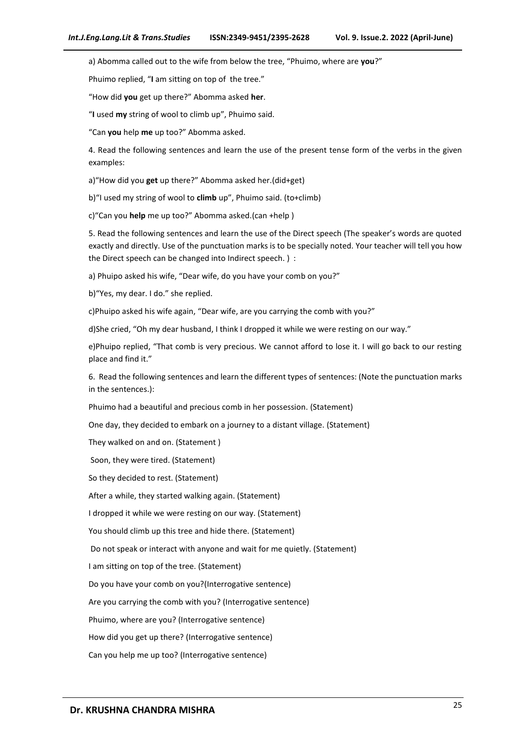a) Abomma called out to the wife from below the tree, "Phuimo, where are **you**?"

Phuimo replied, "**I** am sitting on top of  the tree."

"How did **you** get up there?" Abomma asked **her**.

"**I** used **my** string of wool to climb up", Phuimo said.

"Can **you** help **me** up too?" Abomma asked.

4. Read the following sentences and learn the use of the present tense form of the verbs in the given examples:

a)"How did you **get** up there?" Abomma asked her.(did+get)

b)"I used my string of wool to **climb** up", Phuimo said. (to+climb)

c)"Can you **help** me up too?" Abomma asked.(can +help )

5. Read the following sentences and learn the use of the Direct speech (The speaker's words are quoted exactly and directly. Use of the punctuation marks is to be specially noted. Your teacher will tell you how the Direct speech can be changed into Indirect speech. ) :

a) Phuipo asked his wife, "Dear wife, do you have your comb on you?"

b)"Yes, my dear. I do." she replied.

c)Phuipo asked his wife again, "Dear wife, are you carrying the comb with you?"

d)She cried, "Oh my dear husband, I think I dropped it while we were resting on our way."

e)Phuipo replied, "That comb is very precious. We cannot afford to lose it. I will go back to our resting place and find it."

6. Read the following sentences and learn the different types of sentences: (Note the punctuation marks in the sentences.):

Phuimo had a beautiful and precious comb in her possession. (Statement)

One day, they decided to embark on a journey to a distant village. (Statement)

They walked on and on. (Statement )

Soon, they were tired. (Statement)

So they decided to rest. (Statement)

After a while, they started walking again. (Statement)

I dropped it while we were resting on our way. (Statement)

You should climb up this tree and hide there. (Statement)

Do not speak or interact with anyone and wait for me quietly. (Statement)

I am sitting on top of the tree. (Statement)

Do you have your comb on you?(Interrogative sentence)

Are you carrying the comb with you? (Interrogative sentence)

Phuimo, where are you? (Interrogative sentence)

How did you get up there? (Interrogative sentence)

Can you help me up too? (Interrogative sentence)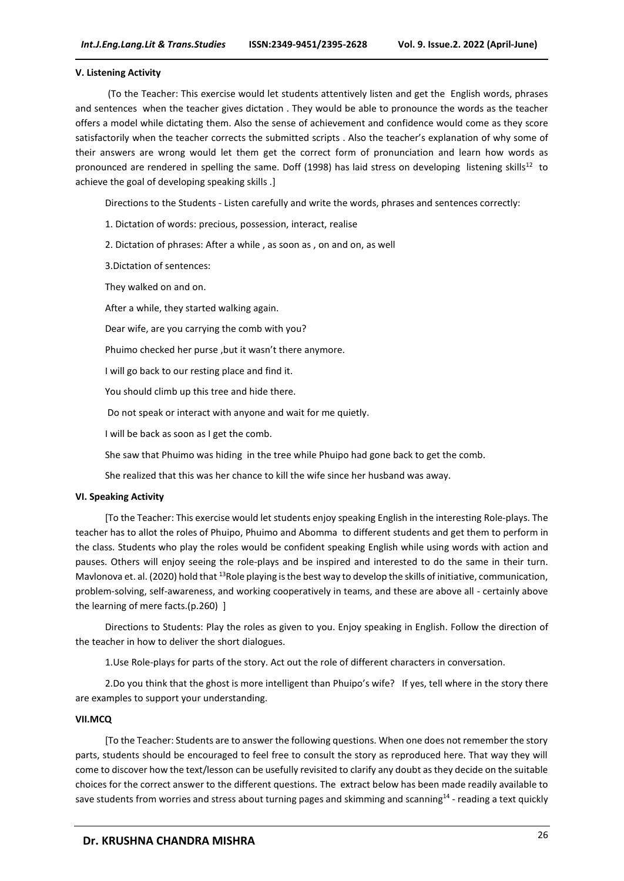#### V. Listening Activity

(To the Teacher: This exercise would let students attentively listen and get the English words, phrases and sentences when the teacher gives dictation . They would be able to pronounce the words as the teacher offers a model while dictating them. Also the sense of achievement and confidence would come as they score satisfactorily when the teacher corrects the submitted scripts . Also the teacher's explanation of why some of their answers are wrong would let them get the correct form of pronunciation and learn how words as pronounced are rendered in spelling the same. Doff (1998) has laid stress on developing listening skills[12] to achieve the goal of developing speaking skills .]

Directions to the Students - Listen carefully and write the words, phrases and sentences correctly:

1. Dictation of words: precious, possession, interact, realise

2. Dictation of phrases: After a while , as soon as , on and on, as well

3.Dictation of sentences:

They walked on and on.

After a while, they started walking again.

Dear wife, are you carrying the comb with you?

Phuimo checked her purse ,but it wasn't there anymore.

I will go back to our resting place and find it.

You should climb up this tree and hide there.

Do not speak or interact with anyone and wait for me quietly.

I will be back as soon as I get the comb.

She saw that Phuimo was hiding in the tree while Phuipo had gone back to get the comb.

She realized that this was her chance to kill the wife since her husband was away.

#### VI. Speaking Activity

[To the Teacher: This exercise would let students enjoy speaking English in the interesting Role-plays. The teacher has to allot the roles of Phuipo, Phuimo and Abomma to different students and get them to perform in the class. Students who play the roles would be confident speaking English while using words with action and pauses. Others will enjoy seeing the role-plays and be inspired and interested to do the same in their turn. Mavlonova et. al. (2020) hold that [13]Role playing is the best way to develop the skills of initiative, communication, problem-solving, self-awareness, and working cooperatively in teams, and these are above all - certainly above the learning of mere facts.(p.260) ]

Directions to Students: Play the roles as given to you. Enjoy speaking in English. Follow the direction of the teacher in how to deliver the short dialogues.

1.Use Role-plays for parts of the story. Act out the role of different characters in conversation.

2.Do you think that the ghost is more intelligent than Phuipo's wife? If yes, tell where in the story there are examples to support your understanding.

#### VII.MCQ

[To the Teacher: Students are to answer the following questions. When one does not remember the story parts, students should be encouraged to feel free to consult the story as reproduced here. That way they will come to discover how the text/lesson can be usefully revisited to clarify any doubt as they decide on the suitable choices for the correct answer to the different questions. The extract below has been made readily available to save students from worries and stress about turning pages and skimming and scanning[14] - reading a text quickly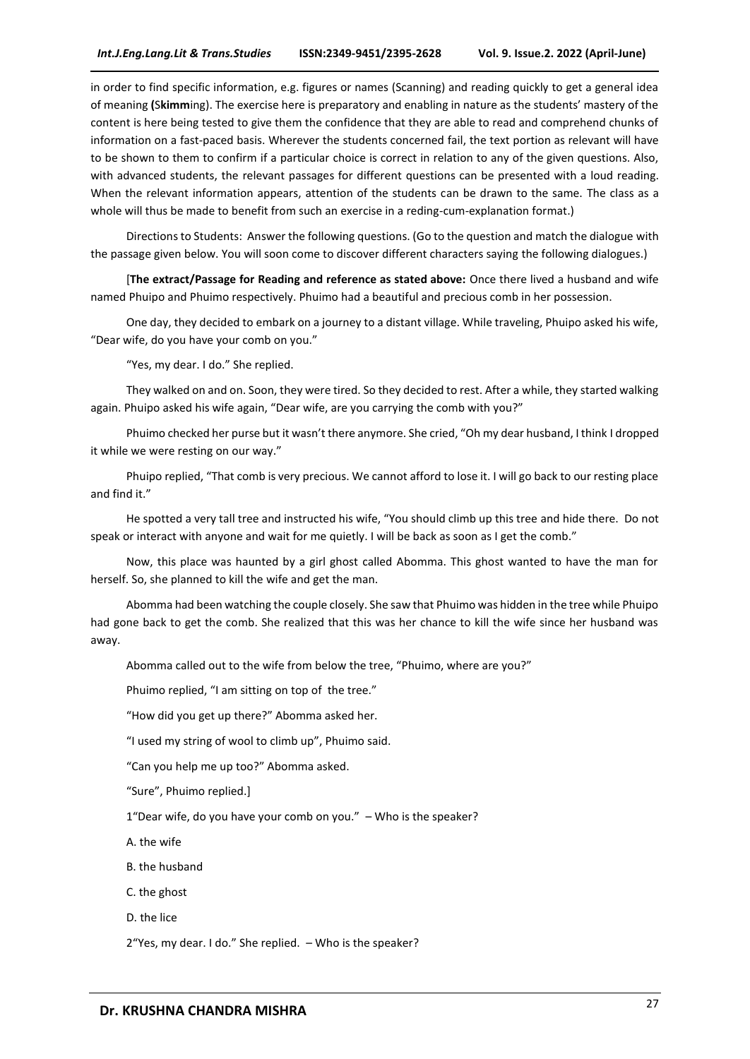in order to find specific information, e.g. figures or names (Scanning) and reading quickly to get a general idea of meaning **(**S**kimm**ing). The exercise here is preparatory and enabling in nature as the students' mastery of the content is here being tested to give them the confidence that they are able to read and comprehend chunks of information on a fast-paced basis. Wherever the students concerned fail, the text portion as relevant will have to be shown to them to confirm if a particular choice is correct in relation to any of the given questions. Also, with advanced students, the relevant passages for different questions can be presented with a loud reading. When the relevant information appears, attention of the students can be drawn to the same. The class as a whole will thus be made to benefit from such an exercise in a reding-cum-explanation format.)

Directions to Students: Answer the following questions. (Go to the question and match the dialogue with the passage given below. You will soon come to discover different characters saying the following dialogues.)

[**The extract/Passage for Reading and reference as stated above:** Once there lived a husband and wife named Phuipo and Phuimo respectively. Phuimo had a beautiful and precious comb in her possession.

One day, they decided to embark on a journey to a distant village. While traveling, Phuipo asked his wife, "Dear wife, do you have your comb on you."

"Yes, my dear. I do." She replied.

They walked on and on. Soon, they were tired. So they decided to rest. After a while, they started walking again. Phuipo asked his wife again, "Dear wife, are you carrying the comb with you?"

Phuimo checked her purse but it wasn't there anymore. She cried, "Oh my dear husband, I think I dropped it while we were resting on our way."

Phuipo replied, "That comb is very precious. We cannot afford to lose it. I will go back to our resting place and find it."

He spotted a very tall tree and instructed his wife, "You should climb up this tree and hide there. Do not speak or interact with anyone and wait for me quietly. I will be back as soon as I get the comb."

Now, this place was haunted by a girl ghost called Abomma. This ghost wanted to have the man for herself. So, she planned to kill the wife and get the man.

Abomma had been watching the couple closely. She saw that Phuimo was hidden in the tree while Phuipo had gone back to get the comb. She realized that this was her chance to kill the wife since her husband was away.

Abomma called out to the wife from below the tree, "Phuimo, where are you?"

Phuimo replied, "I am sitting on top of the tree."

"How did you get up there?" Abomma asked her.

"I used my string of wool to climb up", Phuimo said.

"Can you help me up too?" Abomma asked.

"Sure", Phuimo replied.]

1"Dear wife, do you have your comb on you." – Who is the speaker?

A. the wife

B. the husband

C. the ghost

D. the lice

2"Yes, my dear. I do." She replied. – Who is the speaker?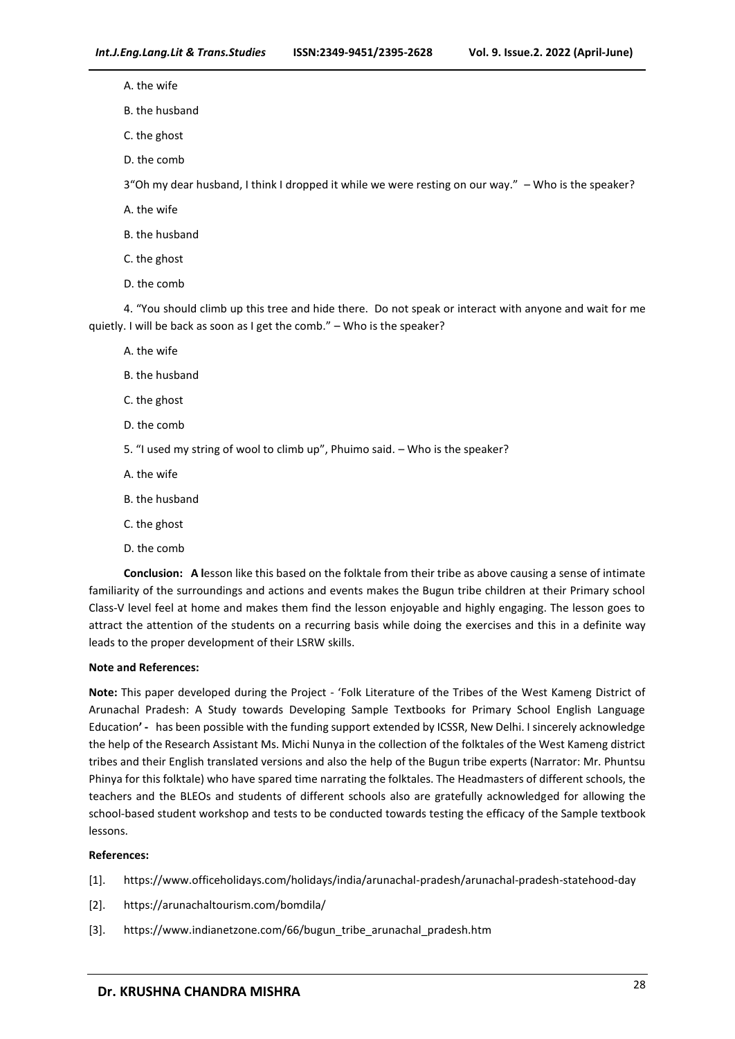A. the wife

B. the husband

C. the ghost

D. the comb

3"Oh my dear husband, I think I dropped it while we were resting on our way." – Who is the speaker?

A. the wife

B. the husband

C. the ghost

D. the comb

4. "You should climb up this tree and hide there. Do not speak or interact with anyone and wait for me quietly. I will be back as soon as I get the comb." – Who is the speaker?

A. the wife

B. the husband

C. the ghost

D. the comb

5. "I used my string of wool to climb up", Phuimo said. – Who is the speaker?

A. the wife

B. the husband

C. the ghost

D. the comb

**Conclusion: A l**esson like this based on the folktale from their tribe as above causing a sense of intimate familiarity of the surroundings and actions and events makes the Bugun tribe children at their Primary school Class-V level feel at home and makes them find the lesson enjoyable and highly engaging. The lesson goes to attract the attention of the students on a recurring basis while doing the exercises and this in a definite way leads to the proper development of their LSRW skills.

**Note and References:**

**Note:** This paper developed during the Project - 'Folk Literature of the Tribes of the West Kameng District of Arunachal Pradesh: A Study towards Developing Sample Textbooks for Primary School English Language Education**' -** has been possible with the funding support extended by ICSSR, New Delhi. I sincerely acknowledge the help of the Research Assistant Ms. Michi Nunya in the collection of the folktales of the West Kameng district tribes and their English translated versions and also the help of the Bugun tribe experts (Narrator: Mr. Phuntsu Phinya for this folktale) who have spared time narrating the folktales. The Headmasters of different schools, the teachers and the BLEOs and students of different schools also are gratefully acknowledged for allowing the school-based student workshop and tests to be conducted towards testing the efficacy of the Sample textbook lessons.

**References:**

[1]. https://www.officeholidays.com/holidays/india/arunachal-pradesh/arunachal-pradesh-statehood-day

[2]. https://arunachaltourism.com/bomdila/

[3]. https://www.indianetzone.com/66/bugun_tribe_arunachal_pradesh.htm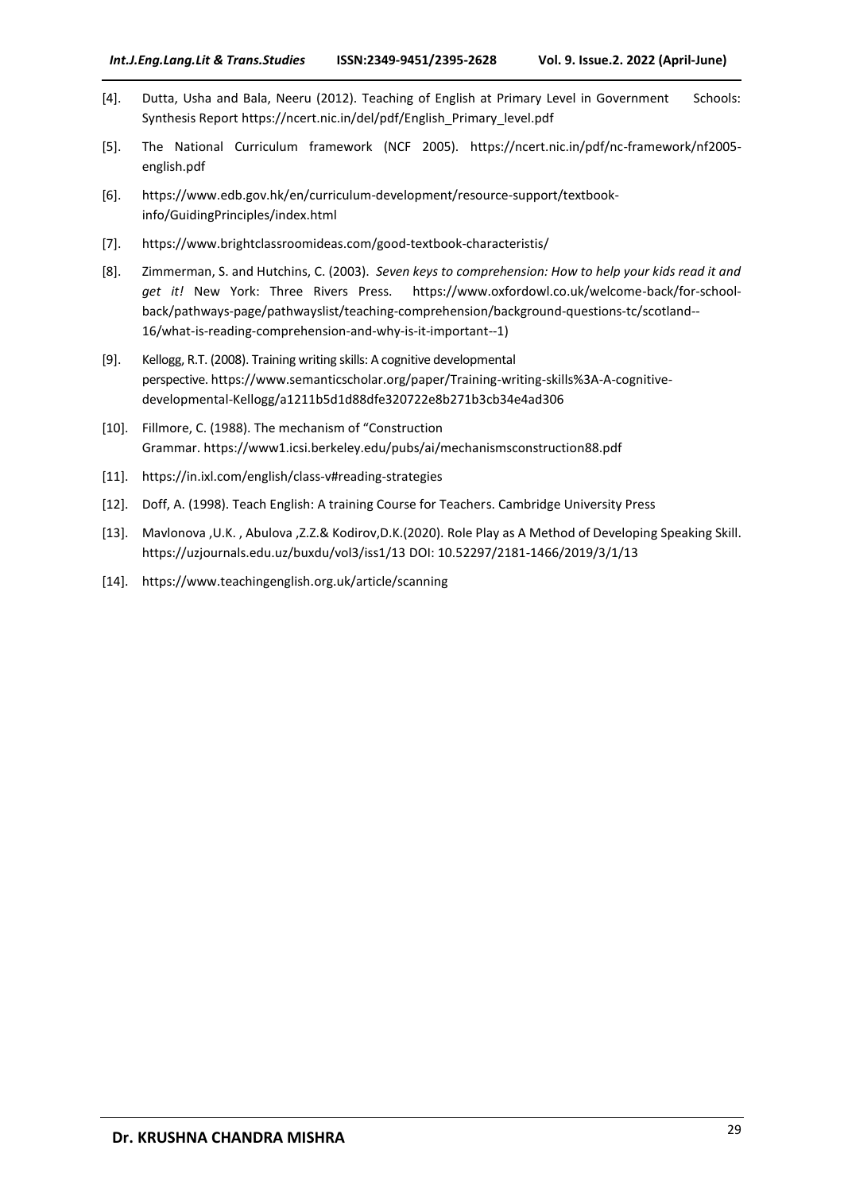[4]. Dutta, Usha and Bala, Neeru (2012). Teaching of English at Primary Level in Government Schools: Synthesis Report https://ncert.nic.in/del/pdf/English_Primary_level.pdf

[5]. The National Curriculum framework (NCF 2005). https://ncert.nic.in/pdf/nc-framework/nf2005-english.pdf

[6]. https://www.edb.gov.hk/en/curriculum-development/resource-support/textbook-info/GuidingPrinciples/index.html

[7]. https://www.brightclassroomideas.com/good-textbook-characteristis/

[8]. Zimmerman, S. and Hutchins, C. (2003). *Seven keys to comprehension: How to help your kids read it and get it!* New York: Three Rivers Press. https://www.oxfordowl.co.uk/welcome-back/for-school-back/pathways-page/pathwayslist/teaching-comprehension/background-questions-tc/scotland--16/what-is-reading-comprehension-and-why-is-it-important--1)

[9]. Kellogg, R.T. (2008). Training writing skills: A cognitive developmental perspective. https://www.semanticscholar.org/paper/Training-writing-skills%3A-A-cognitive-developmental-Kellogg/a1211b5d1d88dfe320722e8b271b3cb34e4ad306

[10]. Fillmore, C. (1988). The mechanism of "Construction Grammar. https://www1.icsi.berkeley.edu/pubs/ai/mechanismsconstruction88.pdf

[11]. https://in.ixl.com/english/class-v#reading-strategies

[12]. Doff, A. (1998). Teach English: A training Course for Teachers. Cambridge University Press

[13]. Mavlonova ,U.K. , Abulova ,Z.Z.& Kodirov,D.K.(2020). Role Play as A Method of Developing Speaking Skill. https://uzjournals.edu.uz/buxdu/vol3/iss1/13 DOI: 10.52297/2181-1466/2019/3/1/13

[14]. https://www.teachingenglish.org.uk/article/scanning